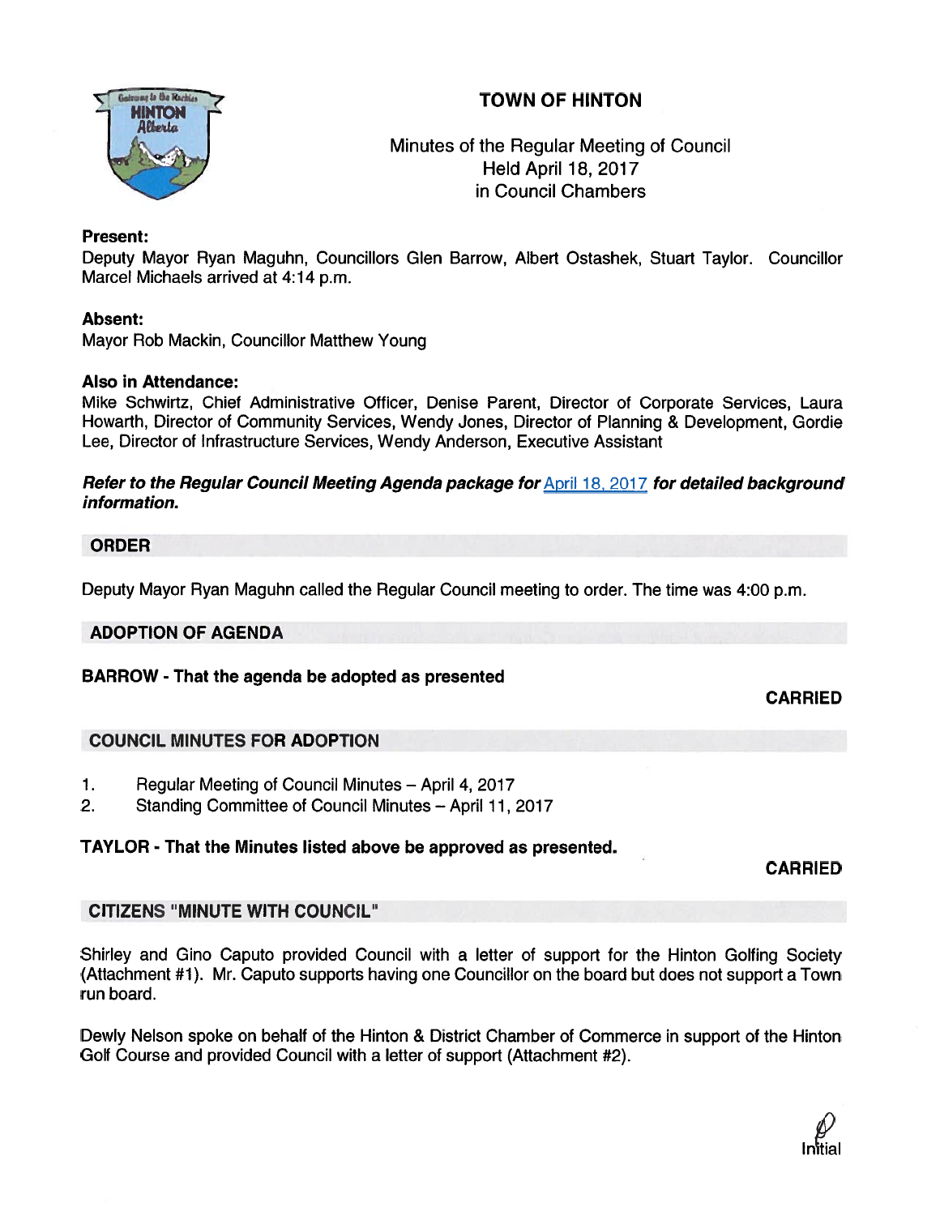# TOWN OF HINTON

Minutes of the Regular Meeting of Council
Held April 18, 2017
in Council Chambers

**Present:**
Deputy Mayor Ryan Maguhn, Councillors Glen Barrow, Albert Ostashek, Stuart Taylor. Councillor Marcel Michaels arrived at 4:14 p.m.

**Absent:**
Mayor Rob Mackin, Councillor Matthew Young

**Also in Attendance:**
Mike Schwirtz, Chief Administrative Officer, Denise Parent, Director of Corporate Services, Laura Howarth, Director of Community Services, Wendy Jones, Director of Planning & Development, Gordie Lee, Director of Infrastructure Services, Wendy Anderson, Executive Assistant

***Refer to the Regular Council Meeting Agenda package for* April 18, 2017 *for detailed background information.***

## ORDER

Deputy Mayor Ryan Maguhn called the Regular Council meeting to order. The time was 4:00 p.m.

## ADOPTION OF AGENDA

**BARROW - That the agenda be adopted as presented**

**CARRIED**

## COUNCIL MINUTES FOR ADOPTION

1. Regular Meeting of Council Minutes – April 4, 2017
2. Standing Committee of Council Minutes – April 11, 2017

**TAYLOR - That the Minutes listed above be approved as presented.**

**CARRIED**

## CITIZENS "MINUTE WITH COUNCIL"

Shirley and Gino Caputo provided Council with a letter of support for the Hinton Golfing Society (Attachment #1). Mr. Caputo supports having one Councillor on the board but does not support a Town run board.

Dewly Nelson spoke on behalf of the Hinton & District Chamber of Commerce in support of the Hinton Golf Course and provided Council with a letter of support (Attachment #2).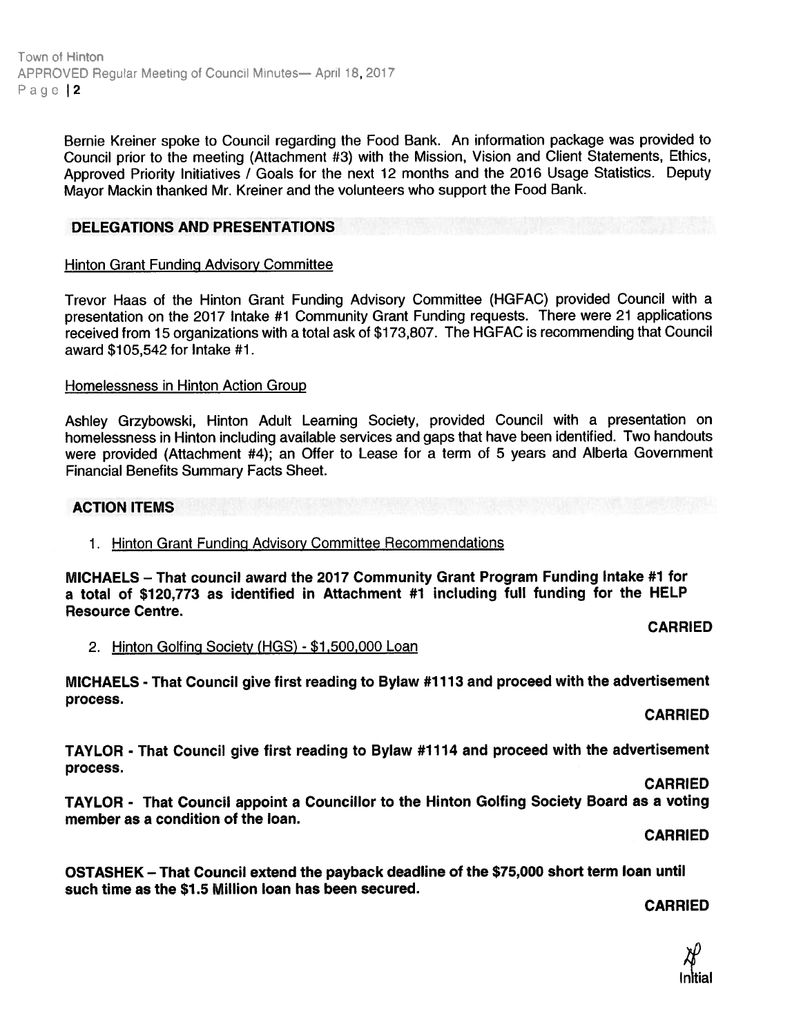Bernie Kreiner spoke to Council regarding the Food Bank. An information package was provided to Council prior to the meeting (Attachment #3) with the Mission, Vision and Client Statements, Ethics, Approved Priority Initiatives / Goals for the next 12 months and the 2016 Usage Statistics. Deputy Mayor Mackin thanked Mr. Kreiner and the volunteers who support the Food Bank.

## DELEGATIONS AND PRESENTATIONS

Hinton Grant Funding Advisory Committee

Trevor Haas of the Hinton Grant Funding Advisory Committee (HGFAC) provided Council with a presentation on the 2017 Intake #1 Community Grant Funding requests. There were 21 applications received from 15 organizations with a total ask of $173,807. The HGFAC is recommending that Council award $105,542 for Intake #1.

Homelessness in Hinton Action Group

Ashley Grzybowski, Hinton Adult Learning Society, provided Council with a presentation on homelessness in Hinton including available services and gaps that have been identified. Two handouts were provided (Attachment #4); an Offer to Lease for a term of 5 years and Alberta Government Financial Benefits Summary Facts Sheet.

## ACTION ITEMS

1. Hinton Grant Funding Advisory Committee Recommendations

**MICHAELS – That council award the 2017 Community Grant Program Funding Intake #1 for a total of $120,773 as identified in Attachment #1 including full funding for the HELP Resource Centre.**

**CARRIED**

2. Hinton Golfing Society (HGS) - $1,500,000 Loan

**MICHAELS - That Council give first reading to Bylaw #1113 and proceed with the advertisement process.**

**CARRIED**

**TAYLOR - That Council give first reading to Bylaw #1114 and proceed with the advertisement process.**

**CARRIED**

**TAYLOR - That Council appoint a Councillor to the Hinton Golfing Society Board as a voting member as a condition of the loan.**

**CARRIED**

**OSTASHEK – That Council extend the payback deadline of the $75,000 short term loan until such time as the $1.5 Million loan has been secured.**

**CARRIED**

Initial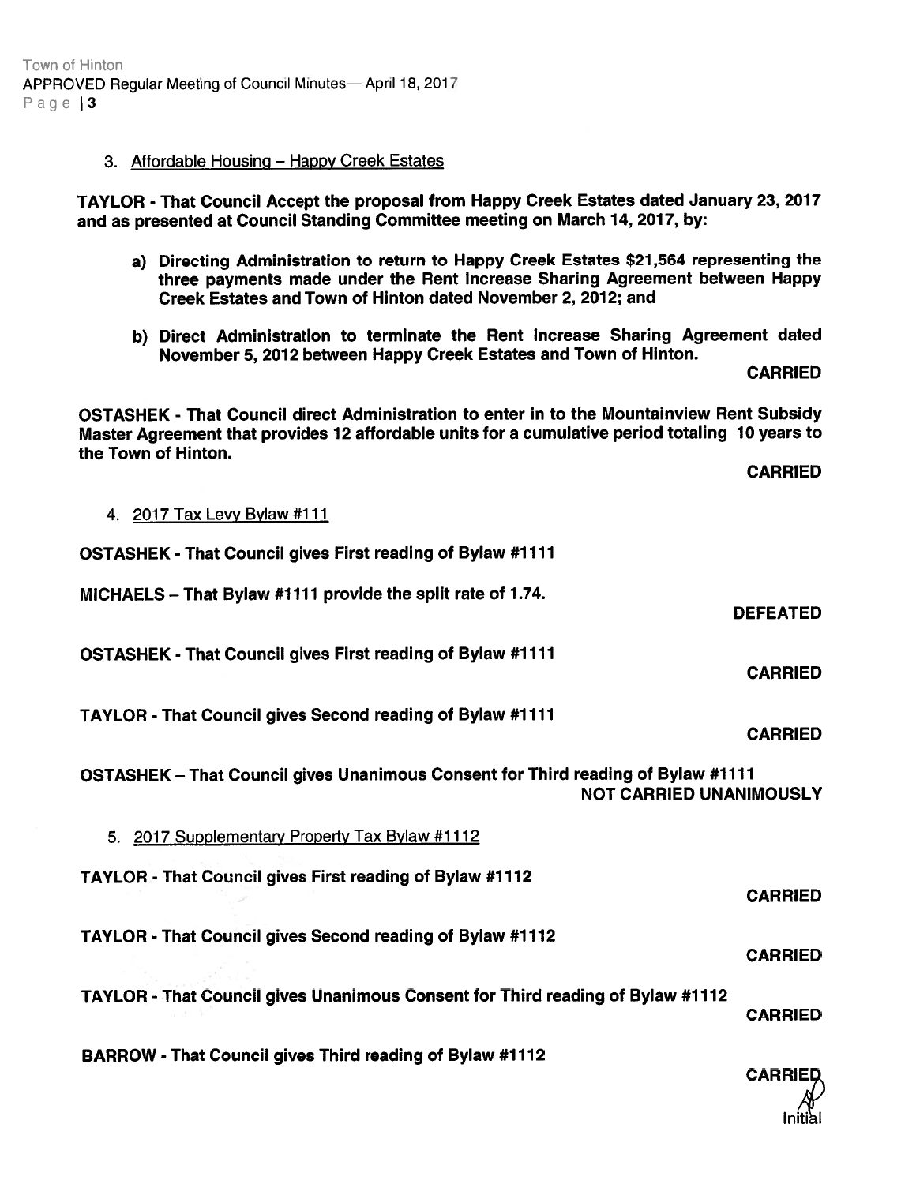3. Affordable Housing – Happy Creek Estates

**TAYLOR - That Council Accept the proposal from Happy Creek Estates dated January 23, 2017 and as presented at Council Standing Committee meeting on March 14, 2017, by:**

**a) Directing Administration to return to Happy Creek Estates $21,564 representing the three payments made under the Rent Increase Sharing Agreement between Happy Creek Estates and Town of Hinton dated November 2, 2012; and**

**b) Direct Administration to terminate the Rent Increase Sharing Agreement dated November 5, 2012 between Happy Creek Estates and Town of Hinton.**

**CARRIED**

**OSTASHEK - That Council direct Administration to enter in to the Mountainview Rent Subsidy Master Agreement that provides 12 affordable units for a cumulative period totaling 10 years to the Town of Hinton.**

**CARRIED**

4. 2017 Tax Levy Bylaw #111

**OSTASHEK - That Council gives First reading of Bylaw #1111**

**MICHAELS – That Bylaw #1111 provide the split rate of 1.74.**

**DEFEATED**

**OSTASHEK - That Council gives First reading of Bylaw #1111**

**CARRIED**

**TAYLOR - That Council gives Second reading of Bylaw #1111**

**CARRIED**

**OSTASHEK – That Council gives Unanimous Consent for Third reading of Bylaw #1111**

**NOT CARRIED UNANIMOUSLY**

5. 2017 Supplementary Property Tax Bylaw #1112

**TAYLOR - That Council gives First reading of Bylaw #1112**

**CARRIED**

**TAYLOR - That Council gives Second reading of Bylaw #1112**

**CARRIED**

**TAYLOR - That Council gives Unanimous Consent for Third reading of Bylaw #1112**

**CARRIED**

**BARROW - That Council gives Third reading of Bylaw #1112**

**CARRIED**

Initial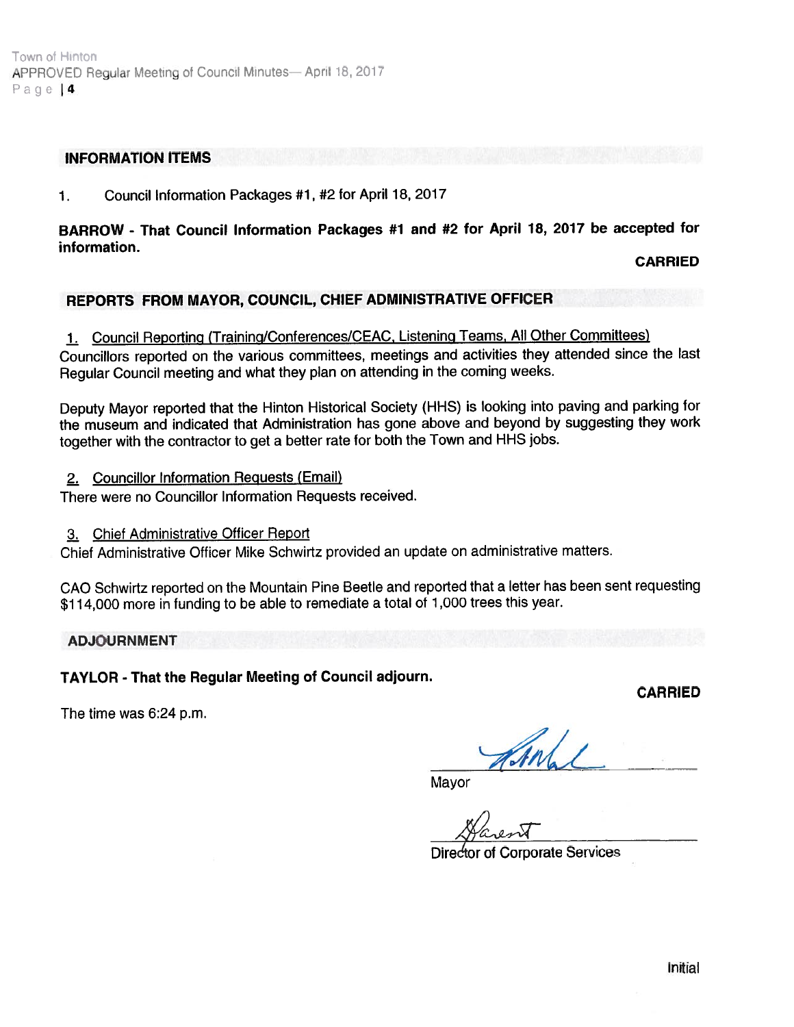## INFORMATION ITEMS

1. Council Information Packages #1, #2 for April 18, 2017

**BARROW - That Council Information Packages #1 and #2 for April 18, 2017 be accepted for information.**

**CARRIED**

## REPORTS FROM MAYOR, COUNCIL, CHIEF ADMINISTRATIVE OFFICER

1. Council Reporting (Training/Conferences/CEAC, Listening Teams, All Other Committees)

Councillors reported on the various committees, meetings and activities they attended since the last Regular Council meeting and what they plan on attending in the coming weeks.

Deputy Mayor reported that the Hinton Historical Society (HHS) is looking into paving and parking for the museum and indicated that Administration has gone above and beyond by suggesting they work together with the contractor to get a better rate for both the Town and HHS jobs.

2. Councillor Information Requests (Email)

There were no Councillor Information Requests received.

3. Chief Administrative Officer Report

Chief Administrative Officer Mike Schwirtz provided an update on administrative matters.

CAO Schwirtz reported on the Mountain Pine Beetle and reported that a letter has been sent requesting $114,000 more in funding to be able to remediate a total of 1,000 trees this year.

## ADJOURNMENT

**TAYLOR - That the Regular Meeting of Council adjourn.**

**CARRIED**

The time was 6:24 p.m.

Mayor

Director of Corporate Services

Initial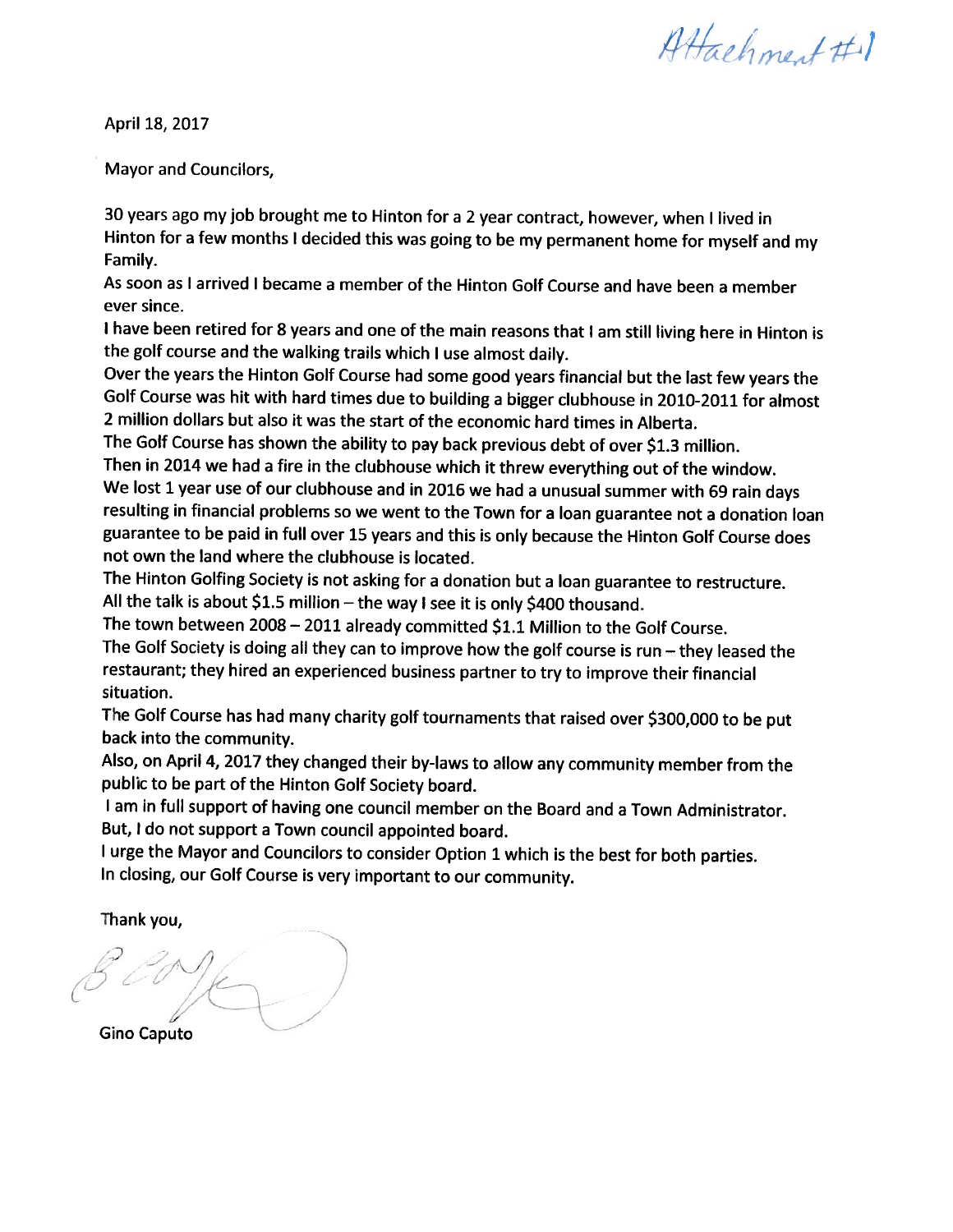Attachment #1

April 18, 2017

Mayor and Councilors,

30 years ago my job brought me to Hinton for a 2 year contract, however, when I lived in Hinton for a few months I decided this was going to be my permanent home for myself and my Family.

As soon as I arrived I became a member of the Hinton Golf Course and have been a member ever since.

I have been retired for 8 years and one of the main reasons that I am still living here in Hinton is the golf course and the walking trails which I use almost daily.

Over the years the Hinton Golf Course had some good years financial but the last few years the Golf Course was hit with hard times due to building a bigger clubhouse in 2010-2011 for almost 2 million dollars but also it was the start of the economic hard times in Alberta.

The Golf Course has shown the ability to pay back previous debt of over $1.3 million.

Then in 2014 we had a fire in the clubhouse which it threw everything out of the window.

We lost 1 year use of our clubhouse and in 2016 we had a unusual summer with 69 rain days resulting in financial problems so we went to the Town for a loan guarantee not a donation loan guarantee to be paid in full over 15 years and this is only because the Hinton Golf Course does not own the land where the clubhouse is located.

The Hinton Golfing Society is not asking for a donation but a loan guarantee to restructure.

All the talk is about $1.5 million – the way I see it is only $400 thousand.

The town between 2008 – 2011 already committed $1.1 Million to the Golf Course.

The Golf Society is doing all they can to improve how the golf course is run – they leased the restaurant; they hired an experienced business partner to try to improve their financial situation.

The Golf Course has had many charity golf tournaments that raised over $300,000 to be put back into the community.

Also, on April 4, 2017 they changed their by-laws to allow any community member from the public to be part of the Hinton Golf Society board.

I am in full support of having one council member on the Board and a Town Administrator.

But, I do not support a Town council appointed board.

I urge the Mayor and Councilors to consider Option 1 which is the best for both parties.

In closing, our Golf Course is very important to our community.

Thank you,

Gino Caputo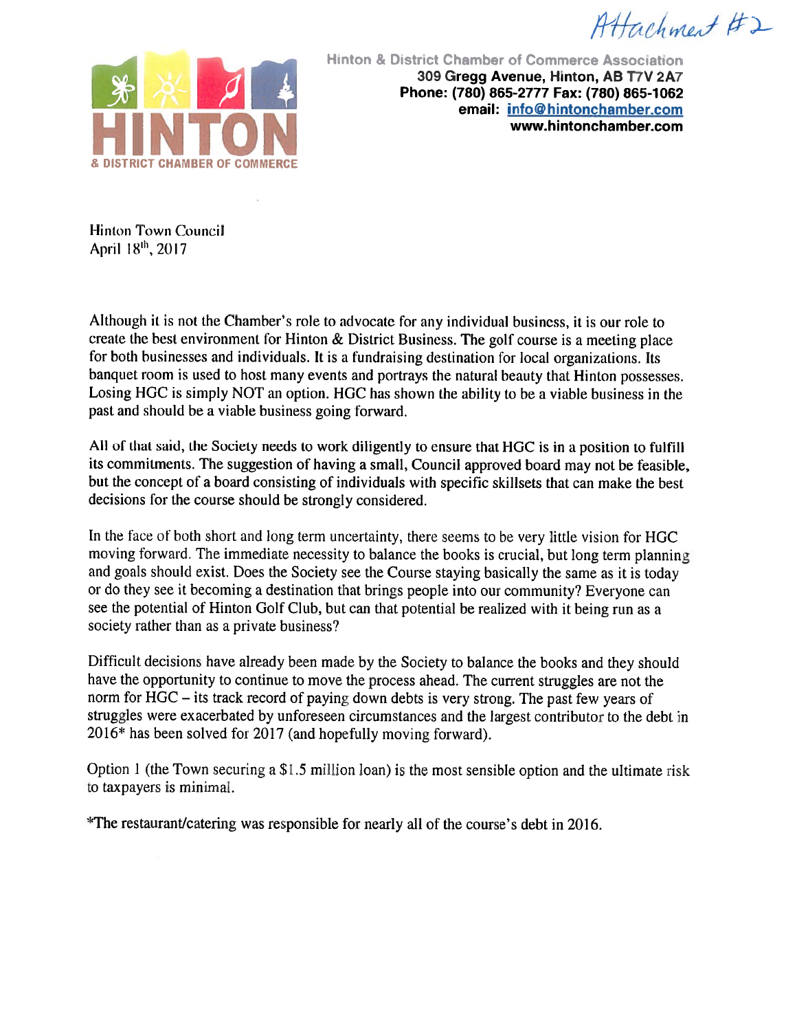Attachment #2

**Hinton & District Chamber of Commerce Association**
**309 Gregg Avenue, Hinton, AB T7V 2A7**
**Phone: (780) 865-2777 Fax: (780) 865-1062**
**email: info@hintonchamber.com**
**www.hintonchamber.com**

Hinton Town Council
April 18th, 2017

Although it is not the Chamber's role to advocate for any individual business, it is our role to create the best environment for Hinton & District Business. The golf course is a meeting place for both businesses and individuals. It is a fundraising destination for local organizations. Its banquet room is used to host many events and portrays the natural beauty that Hinton possesses. Losing HGC is simply NOT an option. HGC has shown the ability to be a viable business in the past and should be a viable business going forward.

All of that said, the Society needs to work diligently to ensure that HGC is in a position to fulfill its commitments. The suggestion of having a small, Council approved board may not be feasible, but the concept of a board consisting of individuals with specific skillsets that can make the best decisions for the course should be strongly considered.

In the face of both short and long term uncertainty, there seems to be very little vision for HGC moving forward. The immediate necessity to balance the books is crucial, but long term planning and goals should exist. Does the Society see the Course staying basically the same as it is today or do they see it becoming a destination that brings people into our community? Everyone can see the potential of Hinton Golf Club, but can that potential be realized with it being run as a society rather than as a private business?

Difficult decisions have already been made by the Society to balance the books and they should have the opportunity to continue to move the process ahead. The current struggles are not the norm for HGC – its track record of paying down debts is very strong. The past few years of struggles were exacerbated by unforeseen circumstances and the largest contributor to the debt in 2016* has been solved for 2017 (and hopefully moving forward).

Option 1 (the Town securing a $1.5 million loan) is the most sensible option and the ultimate risk to taxpayers is minimal.

*The restaurant/catering was responsible for nearly all of the course's debt in 2016.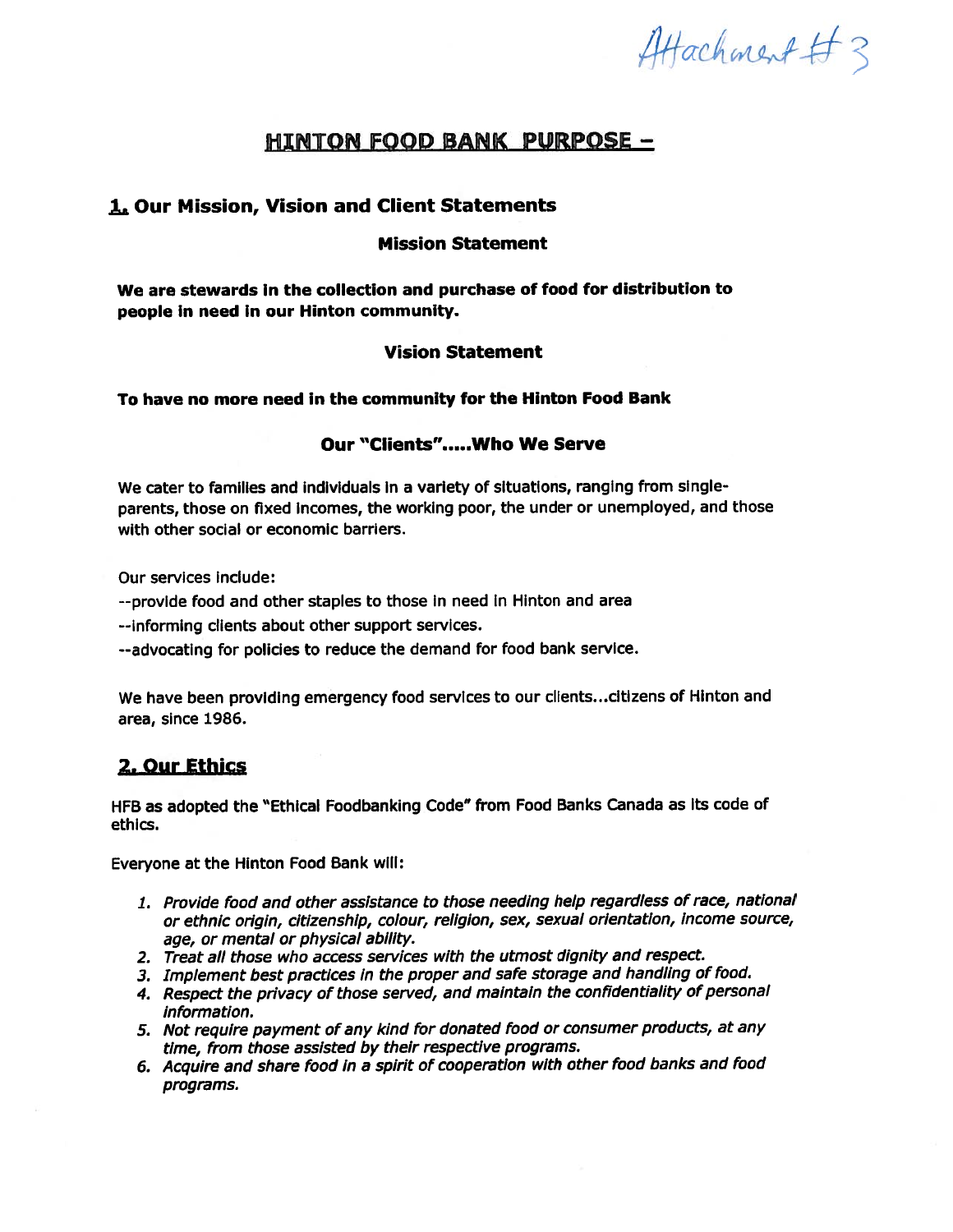Attachment # 3

# HINTON FOOD BANK PURPOSE –

## 1. Our Mission, Vision and Client Statements

### Mission Statement

**We are stewards in the collection and purchase of food for distribution to people in need in our Hinton community.**

### Vision Statement

**To have no more need in the community for the Hinton Food Bank**

### Our "Clients".....Who We Serve

We cater to families and individuals in a variety of situations, ranging from single-parents, those on fixed incomes, the working poor, the under or unemployed, and those with other social or economic barriers.

Our services include:

--provide food and other staples to those in need in Hinton and area

--informing clients about other support services.

--advocating for policies to reduce the demand for food bank service.

We have been providing emergency food services to our clients...citizens of Hinton and area, since 1986.

## 2. Our Ethics

HFB as adopted the "Ethical Foodbanking Code" from Food Banks Canada as its code of ethics.

Everyone at the Hinton Food Bank will:

1. *Provide food and other assistance to those needing help regardless of race, national or ethnic origin, citizenship, colour, religion, sex, sexual orientation, income source, age, or mental or physical ability.*
2. *Treat all those who access services with the utmost dignity and respect.*
3. *Implement best practices in the proper and safe storage and handling of food.*
4. *Respect the privacy of those served, and maintain the confidentiality of personal information.*
5. *Not require payment of any kind for donated food or consumer products, at any time, from those assisted by their respective programs.*
6. *Acquire and share food in a spirit of cooperation with other food banks and food programs.*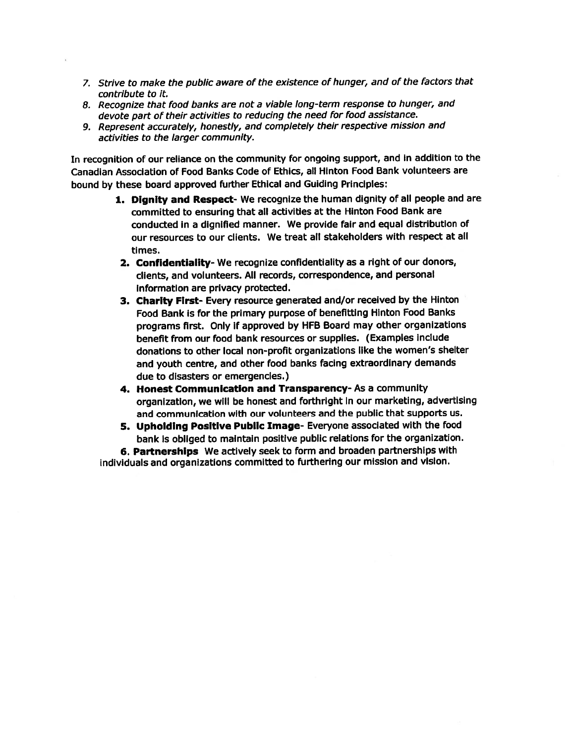7. *Strive to make the public aware of the existence of hunger, and of the factors that contribute to it.*
8. *Recognize that food banks are not a viable long-term response to hunger, and devote part of their activities to reducing the need for food assistance.*
9. *Represent accurately, honestly, and completely their respective mission and activities to the larger community.*

In recognition of our reliance on the community for ongoing support, and in addition to the Canadian Association of Food Banks Code of Ethics, all Hinton Food Bank volunteers are bound by these board approved further Ethical and Guiding Principles:

1. **Dignity and Respect**- We recognize the human dignity of all people and are committed to ensuring that all activities at the Hinton Food Bank are conducted in a dignified manner. We provide fair and equal distribution of our resources to our clients. We treat all stakeholders with respect at all times.
2. **Confidentiality**- We recognize confidentiality as a right of our donors, clients, and volunteers. All records, correspondence, and personal information are privacy protected.
3. **Charity First**- Every resource generated and/or received by the Hinton Food Bank is for the primary purpose of benefitting Hinton Food Banks programs first. Only if approved by HFB Board may other organizations benefit from our food bank resources or supplies. (Examples include donations to other local non-profit organizations like the women's shelter and youth centre, and other food banks facing extraordinary demands due to disasters or emergencies.)
4. **Honest Communication and Transparency**- As a community organization, we will be honest and forthright in our marketing, advertising and communication with our volunteers and the public that supports us.
5. **Upholding Positive Public Image**- Everyone associated with the food bank is obliged to maintain positive public relations for the organization.
6. **Partnerships** We actively seek to form and broaden partnerships with individuals and organizations committed to furthering our mission and vision.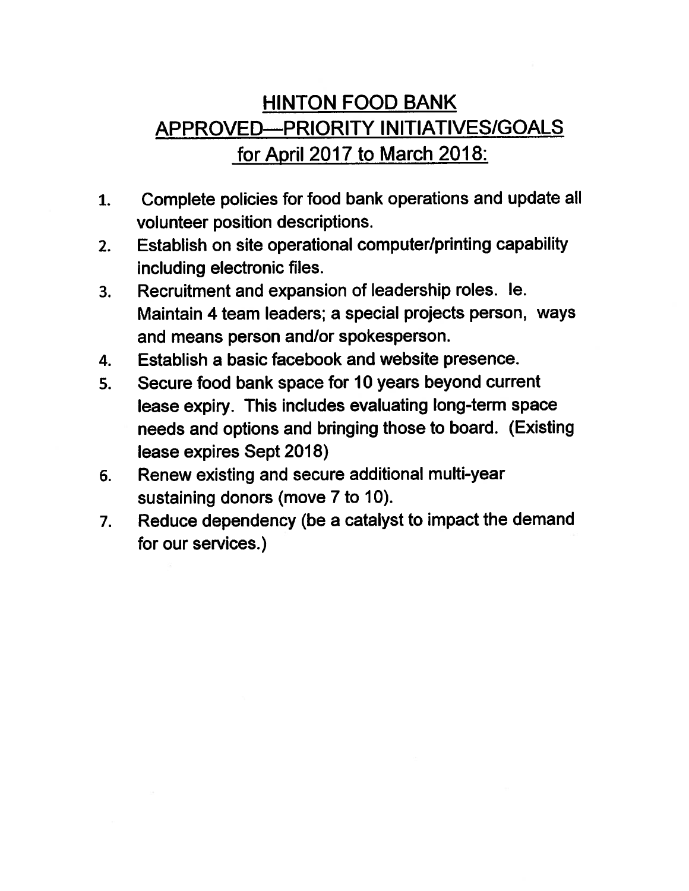# HINTON FOOD BANK
# APPROVED—PRIORITY INITIATIVES/GOALS
# for April 2017 to March 2018:

1. Complete policies for food bank operations and update all volunteer position descriptions.
2. Establish on site operational computer/printing capability including electronic files.
3. Recruitment and expansion of leadership roles. Ie. Maintain 4 team leaders; a special projects person, ways and means person and/or spokesperson.
4. Establish a basic facebook and website presence.
5. Secure food bank space for 10 years beyond current lease expiry. This includes evaluating long-term space needs and options and bringing those to board. (Existing lease expires Sept 2018)
6. Renew existing and secure additional multi-year sustaining donors (move 7 to 10).
7. Reduce dependency (be a catalyst to impact the demand for our services.)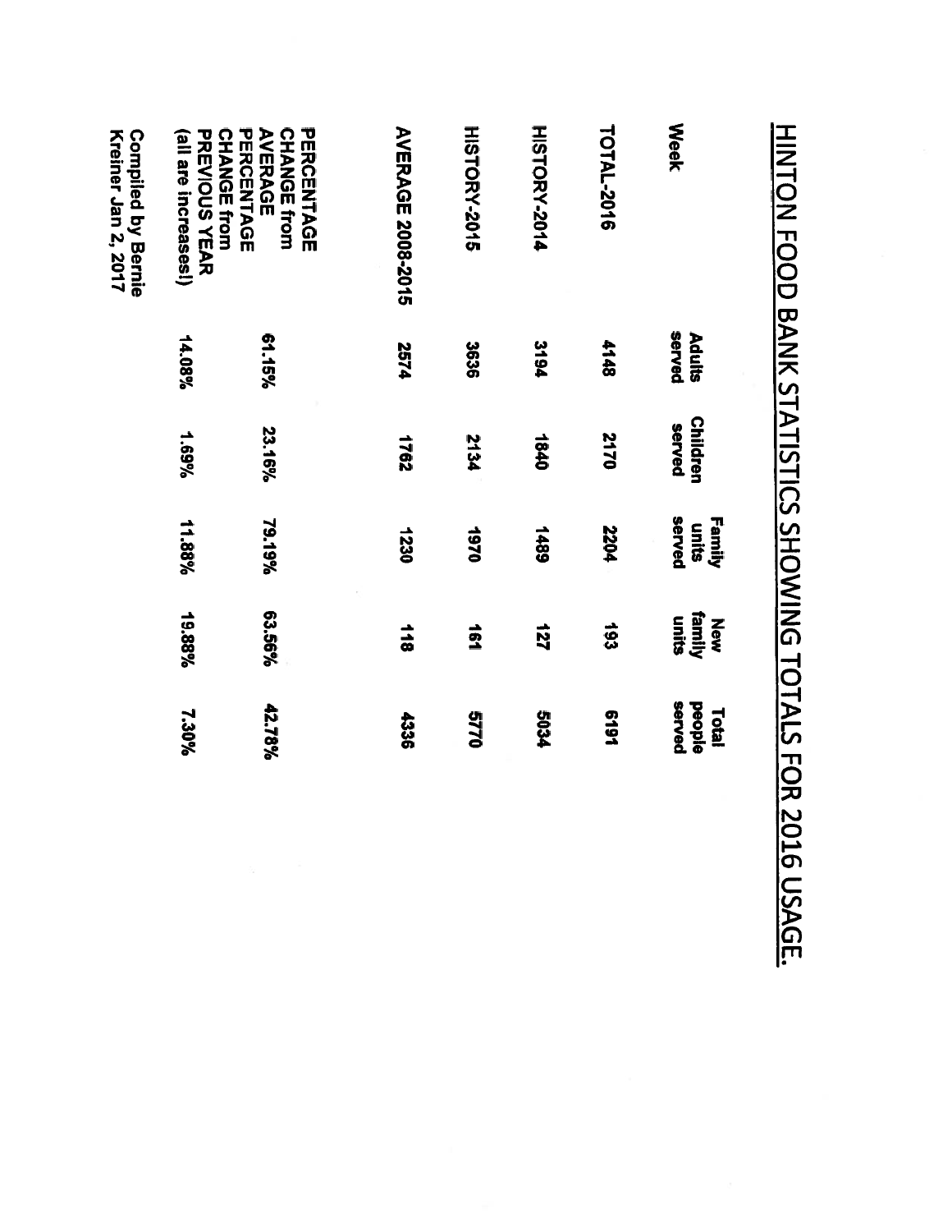# HINTON FOOD BANK STATISTICS SHOWING TOTALS FOR 2016 USAGE.

| Week | Adults served | Children served | Family units served | New family units | Total people served |
|---|---|---|---|---|---|
| TOTAL-2016 | 4148 | 2170 | 2204 | 193 | 6191 |
| HISTORY-2014 | 3194 | 1840 | 1489 | 127 | 5034 |
| HISTORY-2015 | 3636 | 2134 | 1970 | 161 | 5770 |
| AVERAGE 2008-2015 | 2574 | 1762 | 1230 | 118 | 4336 |
| PERCENTAGE CHANGE from AVERAGE | 61.15% | 23.16% | 79.19% | 63.56% | 42.78% |
| PERCENTAGE CHANGE from PREVIOUS YEAR (all are increases!) | 14.08% | 1.69% | 11.88% | 19.88% | 7.30% |

Compiled by Bernie Kreiner Jan 2, 2017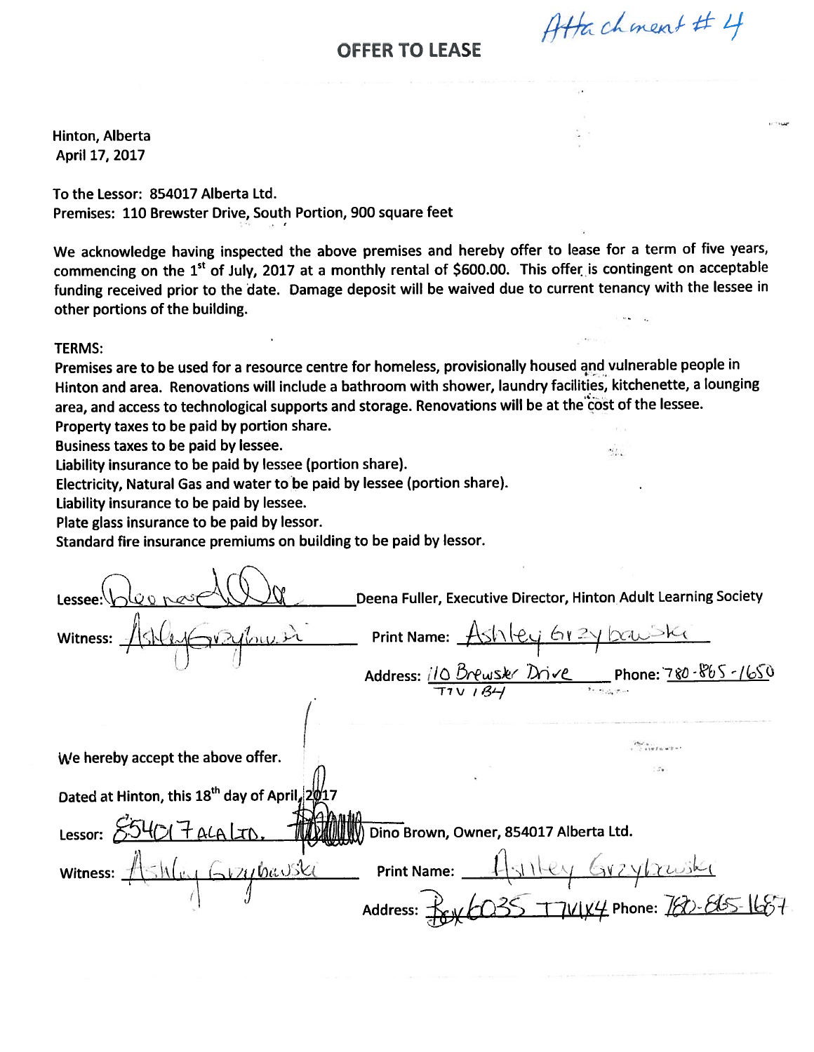Attachment # 4

# OFFER TO LEASE

Hinton, Alberta
April 17, 2017

To the Lessor: 854017 Alberta Ltd.
Premises: 110 Brewster Drive, South Portion, 900 square feet

We acknowledge having inspected the above premises and hereby offer to lease for a term of five years, commencing on the 1st of July, 2017 at a monthly rental of $600.00. This offer is contingent on acceptable funding received prior to the date. Damage deposit will be waived due to current tenancy with the lessee in other portions of the building.

TERMS:
Premises are to be used for a resource centre for homeless, provisionally housed and vulnerable people in Hinton and area. Renovations will include a bathroom with shower, laundry facilities, kitchenette, a lounging area, and access to technological supports and storage. Renovations will be at the cost of the lessee.
Property taxes to be paid by portion share.
Business taxes to be paid by lessee.
Liability insurance to be paid by lessee (portion share).
Electricity, Natural Gas and water to be paid by lessee (portion share).
Liability insurance to be paid by lessee.
Plate glass insurance to be paid by lessor.
Standard fire insurance premiums on building to be paid by lessor.

Lessee: Deena Fuller (signature) Deena Fuller, Executive Director, Hinton Adult Learning Society

Witness: Ashley Grzybowski (signature) Print Name: Ashley Grzybowski

Address: 110 Brewster Drive T7V 1B4 Phone: 780-865-1650

We hereby accept the above offer.

Dated at Hinton, this 18th day of April, 2017

Lessor: 854017 ALA LTD. (signature) Dino Brown, Owner, 854017 Alberta Ltd.

Witness: Ashley Grzybowski (signature) Print Name: Ashley Grzybowski

Address: Box 6035 T7V1X4 Phone: 780-865-1687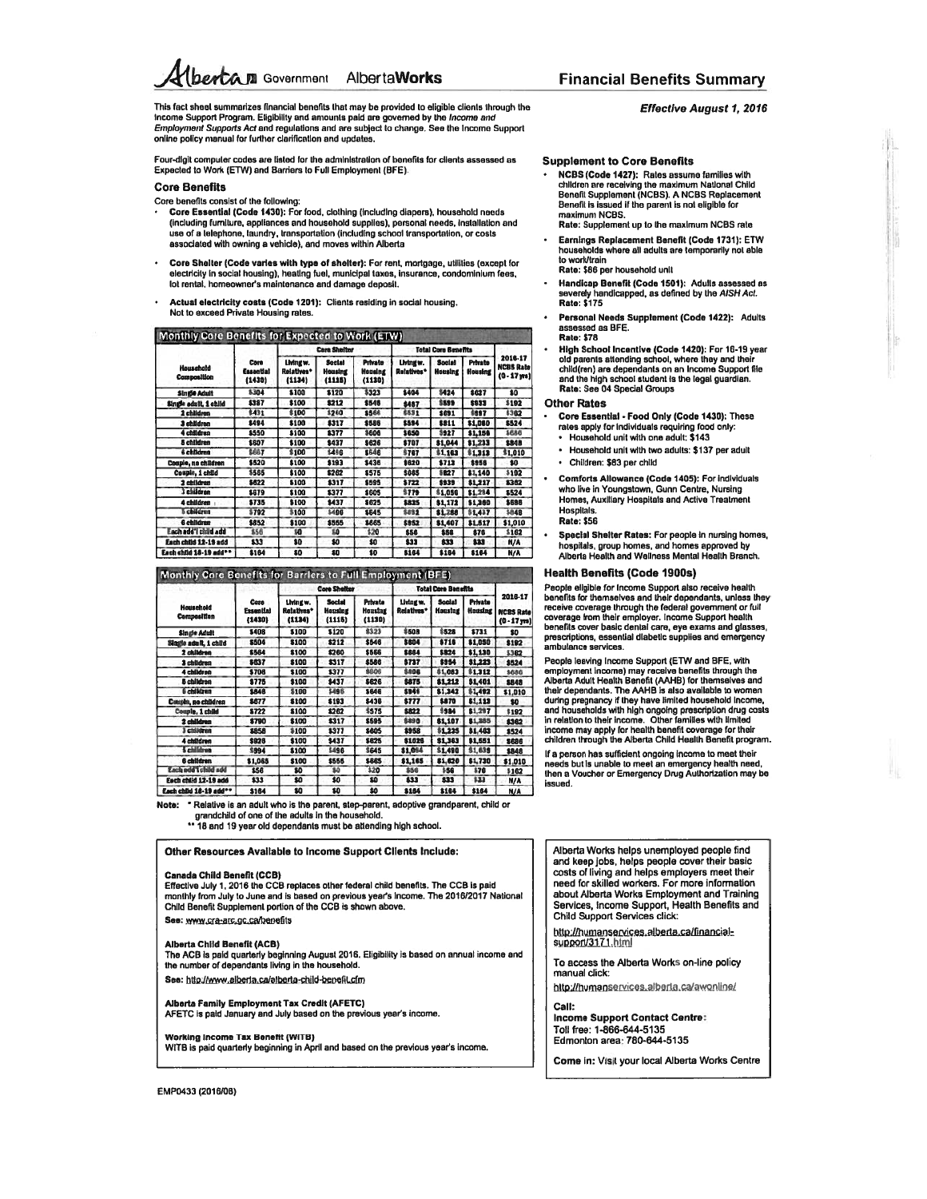# Alberta Government AlbertaWorks

## Financial Benefits Summary

This fact sheet summarizes financial benefits that may be provided to eligible clients through the Income Support Program. Eligibility and amounts paid are governed by the *Income and Employment Supports Act* and regulations and are subject to change. See the Income Support online policy manual for further clarification and updates.

Four-digit computer codes are listed for the administration of benefits for clients assessed as Expected to Work (ETW) and Barriers to Full Employment (BFE).

### Core Benefits

Core benefits consist of the following:

- **Core Essential (Code 1430):** For food, clothing (including diapers), household needs (including furniture, appliances and household supplies), personal needs, installation and use of a telephone, laundry, transportation (including school transportation, or costs associated with owning a vehicle), and moves within Alberta
- **Core Shelter (Code varies with type of shelter):** For rent, mortgage, utilities (except for electricity in social housing), heating fuel, municipal taxes, insurance, condominium fees, lot rental, homeowner's maintenance and damage deposit.
- **Actual electricity costs (Code 1201):** Clients residing in social housing. Not to exceed Private Housing rates.

**Monthly Core Benefits for Expected to Work (ETW)**

| Household Composition | Core Essential (1430) | Core Shelter | | | Total Core Benefits | | | 2016-17 NCBS Rate (0 - 17 yrs) |
|---|---|---|---|---|---|---|---|---|
| | | Living w. Relatives* (1134) | Social Housing (1115) | Private Housing (1130) | Living w. Relatives* | Social Housing | Private Housing | |
| Single Adult | $304 | $100 | $120 | $323 | $404 | $424 | $627 | $0 |
| Single adult, 1 child | $387 | $100 | $212 | $546 | $487 | $599 | $933 | $192 |
| 2 children | $431 | $100 | $260 | $566 | $531 | $691 | $997 | $362 |
| 3 children | $494 | $100 | $317 | $586 | $594 | $811 | $1,080 | $524 |
| 4 children | $550 | $100 | $377 | $606 | $650 | $927 | $1,156 | $686 |
| 5 children | $607 | $100 | $437 | $626 | $707 | $1,044 | $1,233 | $848 |
| 6 children | $667 | $100 | $496 | $646 | $767 | $1,163 | $1,313 | $1,010 |
| Couple, no children | $520 | $100 | $193 | $436 | $620 | $713 | $956 | $0 |
| Couple, 1 child | $565 | $100 | $262 | $575 | $665 | $827 | $1,140 | $192 |
| 2 children | $622 | $100 | $317 | $595 | $722 | $939 | $1,217 | $362 |
| 3 children | $679 | $100 | $377 | $605 | $779 | $1,056 | $1,284 | $524 |
| 4 children | $735 | $100 | $437 | $625 | $835 | $1,172 | $1,360 | $686 |
| 5 children | $792 | $100 | $496 | $645 | $892 | $1,288 | $1,437 | $848 |
| 6 children | $852 | $100 | $555 | $665 | $952 | $1,407 | $1,517 | $1,010 |
| Each add'l child add | $56 | $0 | $0 | $20 | $56 | $56 | $76 | $162 |
| Each child 12-19 add | $33 | $0 | $0 | $0 | $33 | $33 | $33 | N/A |
| Each child 18-19 add** | $164 | $0 | $0 | $0 | $164 | $164 | $164 | N/A |

**Monthly Core Benefits for Barriers to Full Employment (BFE)**

| Household Composition | Core Essential (1430) | Core Shelter | | | Total Core Benefits | | | 2016-17 NCBS Rate (0 - 17 yrs) |
|---|---|---|---|---|---|---|---|---|
| | | Living w. Relatives* (1134) | Social Housing (1115) | Private Housing (1130) | Living w. Relatives* | Social Housing | Private Housing | |
| Single Adult | $408 | $100 | $120 | $323 | $508 | $528 | $731 | $0 |
| Single adult, 1 child | $504 | $100 | $212 | $546 | $604 | $716 | $1,050 | $192 |
| 2 children | $564 | $100 | $260 | $566 | $664 | $824 | $1,130 | $362 |
| 3 children | $637 | $100 | $317 | $586 | $737 | $954 | $1,223 | $524 |
| 4 children | $706 | $100 | $377 | $606 | $806 | $1,083 | $1,312 | $686 |
| 5 children | $775 | $100 | $437 | $626 | $875 | $1,212 | $1,401 | $848 |
| 6 children | $846 | $100 | $496 | $646 | $946 | $1,342 | $1,492 | $1,010 |
| Couple, no children | $677 | $100 | $193 | $436 | $777 | $870 | $1,113 | $0 |
| Couple, 1 child | $722 | $100 | $262 | $575 | $822 | $984 | $1,297 | $192 |
| 2 children | $790 | $100 | $317 | $595 | $890 | $1,107 | $1,385 | $362 |
| 3 children | $858 | $100 | $377 | $605 | $958 | $1,235 | $1,463 | $524 |
| 4 children | $926 | $100 | $437 | $625 | $1026 | $1,363 | $1,551 | $686 |
| 5 children | $994 | $100 | $496 | $645 | $1,094 | $1,490 | $1,639 | $848 |
| 6 children | $1,065 | $100 | $555 | $665 | $1,165 | $1,620 | $1,730 | $1,010 |
| Each add'l child add | $56 | $0 | $0 | $20 | $56 | $56 | $76 | $162 |
| Each child 12-19 add | $33 | $0 | $0 | $0 | $33 | $33 | $33 | N/A |
| Each child 18-19 add** | $164 | $0 | $0 | $0 | $164 | $164 | $164 | N/A |

Note: * Relative is an adult who is the parent, step-parent, adoptive grandparent, child or grandchild of one of the adults in the household.
** 18 and 19 year old dependants must be attending high school.

***Effective August 1, 2016***

### Supplement to Core Benefits

- **NCBS (Code 1427):** Rates assume families with children are receiving the maximum National Child Benefit Supplement (NCBS). A NCBS Replacement Benefit is issued if the parent is not eligible for maximum NCBS.
  **Rate:** Supplement up to the maximum NCBS rate
- **Earnings Replacement Benefit (Code 1731):** ETW households where all adults are temporarily not able to work/train
  **Rate: $86 per household unit**
- **Handicap Benefit (Code 1501):** Adults assessed as severely handicapped, as defined by the *AISH Act*.
  **Rate: $175**
- **Personal Needs Supplement (Code 1422):** Adults assessed as BFE.
  **Rate: $78**
- **High School Incentive (Code 1420):** For 16-19 year old parents attending school, where they and their child(ren) are dependants on an Income Support file and the high school student is the legal guardian.
  **Rate:** See 04 Special Groups

### Other Rates

- **Core Essential - Food Only (Code 1430):** These rates apply for individuals requiring food only:
  - Household unit with one adult: $143
  - Household unit with two adults: $137 per adult
  - Children: $83 per child
- **Comforts Allowance (Code 1405):** For individuals who live in Youngstown, Gunn Centre, Nursing Homes, Auxiliary Hospitals and Active Treatment Hospitals.
  **Rate: $56**
- **Special Shelter Rates:** For people in nursing homes, hospitals, group homes, and homes approved by Alberta Health and Wellness Mental Health Branch.

### Health Benefits (Code 1900s)

People eligible for Income Support also receive health benefits for themselves and their dependants, unless they receive coverage through the federal government or full coverage from their employer. Income Support health benefits cover basic dental care, eye exams and glasses, prescriptions, essential diabetic supplies and emergency ambulance services.

People leaving Income Support (ETW and BFE, with employment income) may receive benefits through the Alberta Adult Health Benefit (AAHB) for themselves and their dependants. The AAHB is also available to women during pregnancy if they have limited household income, and households with high ongoing prescription drug costs in relation to their income. Other families with limited income may apply for health benefit coverage for their children through the Alberta Child Health Benefit program.

If a person has sufficient ongoing income to meet their needs but is unable to meet an emergency health need, then a Voucher or Emergency Drug Authorization may be issued.

### Other Resources Available to Income Support Clients Include:

**Canada Child Benefit (CCB)**
Effective July 1, 2016 the CCB replaces other federal child benefits. The CCB is paid monthly from July to June and is based on previous year's income. The 2016/2017 National Child Benefit Supplement portion of the CCB is shown above.
See: www.cra-arc.gc.ca/benefits

**Alberta Child Benefit (ACB)**
The ACB is paid quarterly beginning August 2016. Eligibility is based on annual income and the number of dependants living in the household.
See: http://www.alberta.ca/alberta-child-benefit.cfm

**Alberta Family Employment Tax Credit (AFETC)**
AFETC is paid January and July based on the previous year's income.

**Working Income Tax Benefit (WITB)**
WITB is paid quarterly beginning in April and based on the previous year's income.

Alberta Works helps unemployed people find and keep jobs, helps people cover their basic costs of living and helps employers meet their need for skilled workers. For more information about Alberta Works Employment and Training Services, Income Support, Health Benefits and Child Support Services click:

http://humanservices.alberta.ca/financial-support/3171.html

To access the Alberta Works on-line policy manual click:

http://humanservices.alberta.ca/awonline/

**Call:**
**Income Support Contact Centre:**
Toll free: 1-866-644-5135
Edmonton area: 780-644-5135

**Come in:** Visit your local Alberta Works Centre

EMP0433 (2016/08)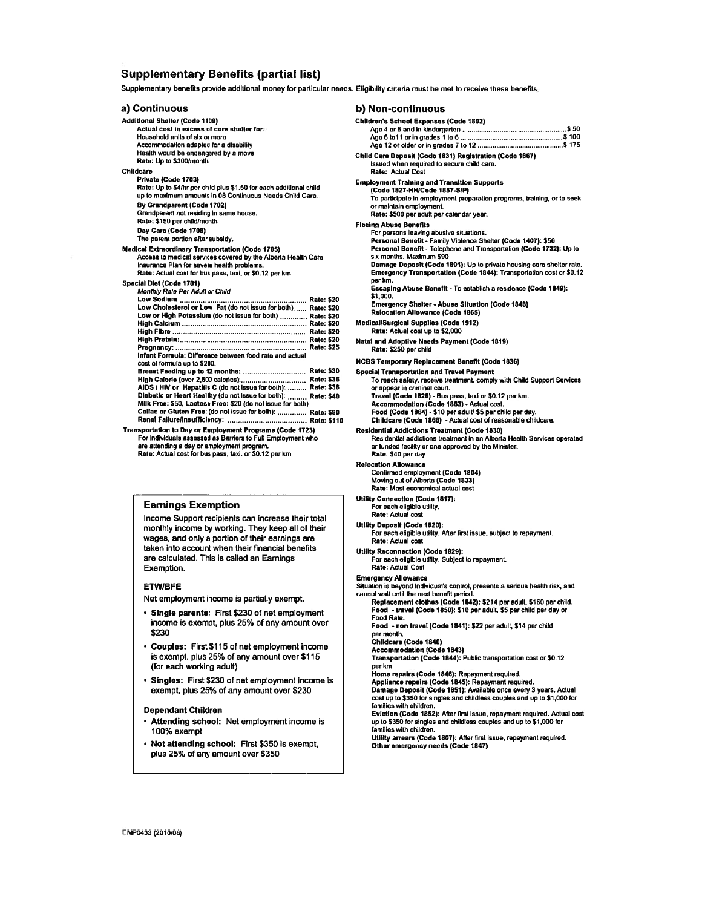## Supplementary Benefits (partial list)

Supplementary benefits provide additional money for particular needs. Eligibility criteria must be met to receive these benefits.

### a) Continuous

**Additional Shelter (Code 1109)**
Actual cost in excess of core shelter for:
Household units of six or more
Accommodation adapted for a disability
Health would be endangered by a move
Rate: Up to $300/month

**Childcare**
**Private (Code 1703)**
Rate: Up to $4/hr per child plus $1.50 for each additional child up to maximum amounts in 08 Continuous Needs Child Care.
**By Grandparent (Code 1702)**
Grandparent not residing in same house.
Rate: $150 per child/month
**Day Care (Code 1708)**
The parent portion after subsidy.

**Medical Extraordinary Transportation (Code 1705)**
Access to medical services covered by the Alberta Health Care Insurance Plan for severe health problems.
Rate: Actual cost for bus pass, taxi, or $0.12 per km

**Special Diet (Code 1701)**
*Monthly Rate Per Adult or Child*

| | |
|---|---|
| **Low Sodium** | **Rate: $20** |
| **Low Cholesterol or Low Fat (do not issue for both)** | **Rate: $20** |
| **Low or High Potassium (do not issue for both)** | **Rate: $20** |
| **High Calcium** | **Rate: $20** |
| **High Fibre** | **Rate: $20** |
| **High Protein:** | **Rate: $20** |
| **Pregnancy:** | **Rate: $25** |
| **Infant Formula: Difference between food rate and actual cost of formula up to $200.** | |
| **Breast Feeding up to 12 months:** | **Rate: $30** |
| **High Calorie (over 2,500 calories):** | **Rate: $36** |
| **AIDS / HIV or Hepatitis C (do not issue for both):** | **Rate: $36** |
| **Diabetic or Heart Healthy (do not issue for both):** | **Rate: $40** |
| **Milk Free: $50, Lactose Free: $20 (do not issue for both)** | |
| **Celiac or Gluten Free: (do not issue for both):** | **Rate: $80** |
| **Renal Failure/Insufficiency:** | **Rate: $110** |

**Transportation to Day or Employment Programs (Code 1723)**
For individuals assessed as Barriers to Full Employment who are attending a day or employment program.
Rate: Actual cost for bus pass, taxi, or $0.12 per km

### Earnings Exemption

Income Support recipients can increase their total monthly income by working. They keep all of their wages, and only a portion of their earnings are taken into account when their financial benefits are calculated. This is called an Earnings Exemption.

#### ETW/BFE

Net employment income is partially exempt.

- **Single parents:** First $230 of net employment income is exempt, plus 25% of any amount over $230
- **Couples:** First $115 of net employment income is exempt, plus 25% of any amount over $115 (for each working adult)
- **Singles:** First $230 of net employment income is exempt, plus 25% of any amount over $230

#### Dependant Children

- **Attending school:** Net employment income is 100% exempt
- **Not attending school:** First $350 is exempt, plus 25% of any amount over $350

### b) Non-continuous

**Children's School Expenses (Code 1802)**

| | |
|---|---|
| Age 4 or 5 and in kindergarten | $ 50 |
| Age 6 to11 or in grades 1 to 6 | $ 100 |
| Age 12 or older or in grades 7 to 12 | $ 175 |

**Child Care Deposit (Code 1831) Registration (Code 1867)**
Issued when required to secure child care.
Rate: Actual Cost

**Employment Training and Transition Supports (Code 1827-HH/Code 1857-S/P)**
To participate in employment preparation programs, training, or to seek or maintain employment.
Rate: $500 per adult per calendar year.

**Fleeing Abuse Benefits**
For persons leaving abusive situations.
**Personal Benefit** - Family Violence Shelter **(Code 1407): $56**
**Personal Benefit** - Telephone and Transportation **(Code 1732):** Up to six months. Maximum $90
**Damage Deposit (Code 1801):** Up to private housing core shelter rate.
**Emergency Transportation (Code 1844):** Transportation cost or $0.12 per km.
**Escaping Abuse Benefit** - To establish a residence **(Code 1849):** $1,000.
**Emergency Shelter - Abuse Situation (Code 1848)**
**Relocation Allowance (Code 1865)**

**Medical/Surgical Supplies (Code 1912)**
Rate: Actual cost up to $2,000

**Natal and Adoptive Needs Payment (Code 1819)**
Rate: $250 per child

**NCBS Temporary Replacement Benefit (Code 1836)**

**Special Transportation and Travel Payment**
To reach safety, receive treatment, comply with Child Support Services or appear in criminal court.
**Travel (Code 1828)** - Bus pass, taxi or $0.12 per km.
**Accommodation (Code 1863)** - Actual cost.
**Food (Code 1864)** - $10 per adult/ $5 per child per day.
**Childcare (Code 1866)** - Actual cost of reasonable childcare.

**Residential Addictions Treatment (Code 1830)**
Residential addictions treatment in an Alberta Health Services operated or funded facility or one approved by the Minister.
Rate: $40 per day

**Relocation Allowance**
Confirmed employment **(Code 1804)**
Moving out of Alberta **(Code 1833)**
Rate: Most economical actual cost

**Utility Connection (Code 1817):**
For each eligible utility.
Rate: Actual cost

**Utility Deposit (Code 1820):**
For each eligible utility. After first issue, subject to repayment.
Rate: Actual cost

**Utility Reconnection (Code 1829):**
For each eligible utility. Subject to repayment.
Rate: Actual Cost

**Emergency Allowance**
Situation is beyond individual's control, presents a serious health risk, and cannot wait until the next benefit period.
**Replacement clothes (Code 1842):** $214 per adult, $160 per child.
**Food - travel (Code 1850):** $10 per adult, $5 per child per day or Food Rate.
**Food - non travel (Code 1841):** $22 per adult, $14 per child per month.
**Childcare (Code 1840)**
**Accommodation (Code 1843)**
**Transportation (Code 1844):** Public transportation cost or $0.12 per km.
**Home repairs (Code 1846):** Repayment required.
**Appliance repairs (Code 1845):** Repayment required.
**Damage Deposit (Code 1851):** Available once every 3 years. Actual cost up to $350 for singles and childless couples and up to $1,000 for families with children.
**Eviction (Code 1852):** After first issue, repayment required. Actual cost up to $350 for singles and childless couples and up to $1,000 for families with children.
**Utility arrears (Code 1807):** After first issue, repayment required.
**Other emergency needs (Code 1847)**

EMP0433 (2016/06)